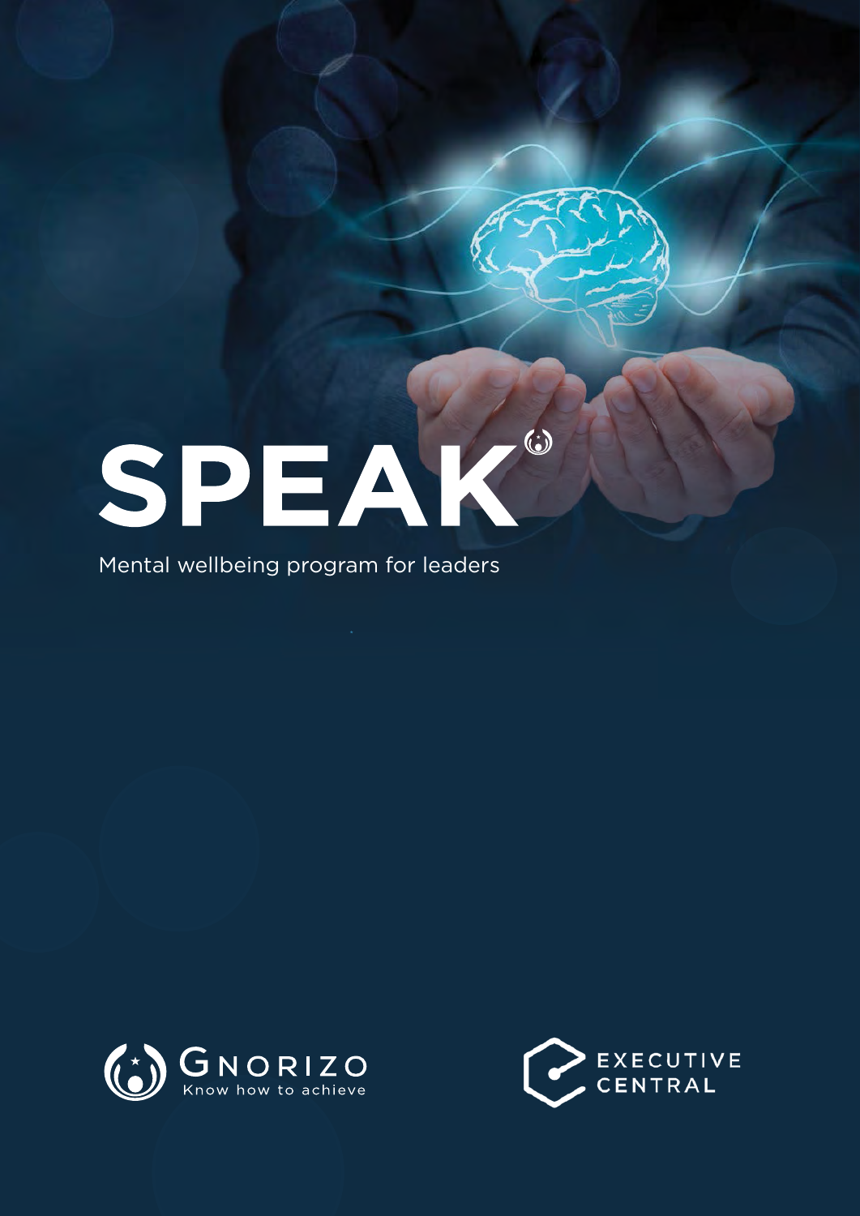# SPEAK

Mental wellbeing program for leaders

GNORIZO
Know how to achieve

EXECUTIVE CENTRAL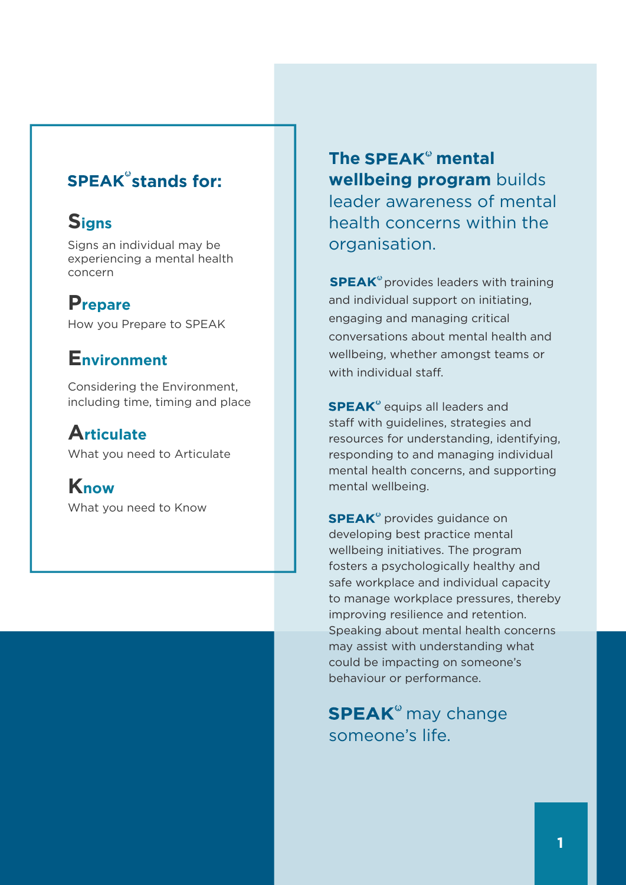## SPEAK® stands for:

### Signs

Signs an individual may be experiencing a mental health concern

### Prepare

How you Prepare to SPEAK

### Environment

Considering the Environment, including time, timing and place

### Articulate

What you need to Articulate

### Know

What you need to Know

## **The SPEAK® mental wellbeing program** builds leader awareness of mental health concerns within the organisation.

**SPEAK®** provides leaders with training and individual support on initiating, engaging and managing critical conversations about mental health and wellbeing, whether amongst teams or with individual staff.

**SPEAK®** equips all leaders and staff with guidelines, strategies and resources for understanding, identifying, responding to and managing individual mental health concerns, and supporting mental wellbeing.

**SPEAK®** provides guidance on developing best practice mental wellbeing initiatives. The program fosters a psychologically healthy and safe workplace and individual capacity to manage workplace pressures, thereby improving resilience and retention. Speaking about mental health concerns may assist with understanding what could be impacting on someone's behaviour or performance.

**SPEAK®** may change someone's life.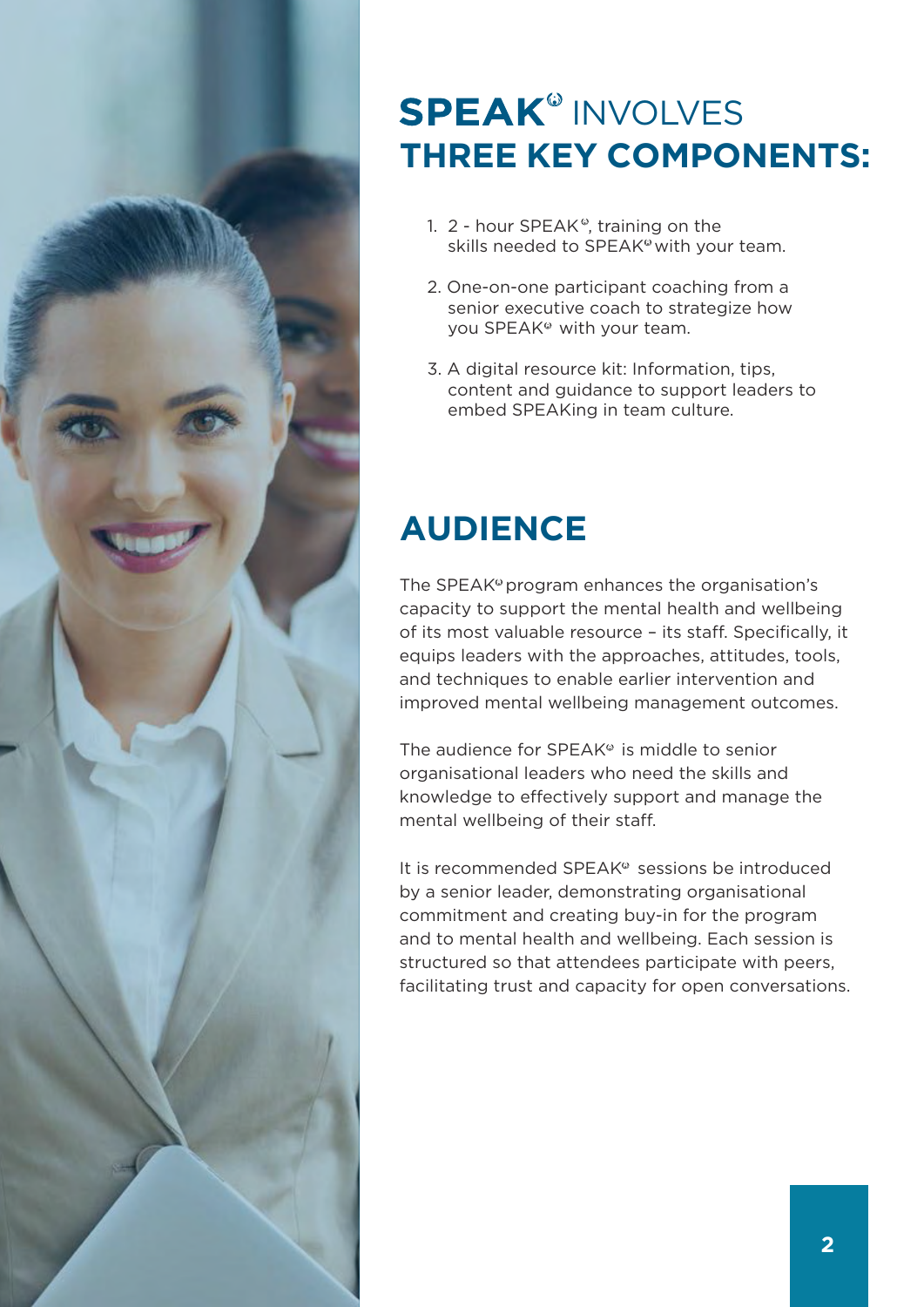# SPEAK® INVOLVES THREE KEY COMPONENTS:

1. 2 - hour SPEAK®, training on the skills needed to SPEAK® with your team.
2. One-on-one participant coaching from a senior executive coach to strategize how you SPEAK® with your team.
3. A digital resource kit: Information, tips, content and guidance to support leaders to embed SPEAKing in team culture.

# AUDIENCE

The SPEAK® program enhances the organisation's capacity to support the mental health and wellbeing of its most valuable resource – its staff. Specifically, it equips leaders with the approaches, attitudes, tools, and techniques to enable earlier intervention and improved mental wellbeing management outcomes.

The audience for SPEAK® is middle to senior organisational leaders who need the skills and knowledge to effectively support and manage the mental wellbeing of their staff.

It is recommended SPEAK® sessions be introduced by a senior leader, demonstrating organisational commitment and creating buy-in for the program and to mental health and wellbeing. Each session is structured so that attendees participate with peers, facilitating trust and capacity for open conversations.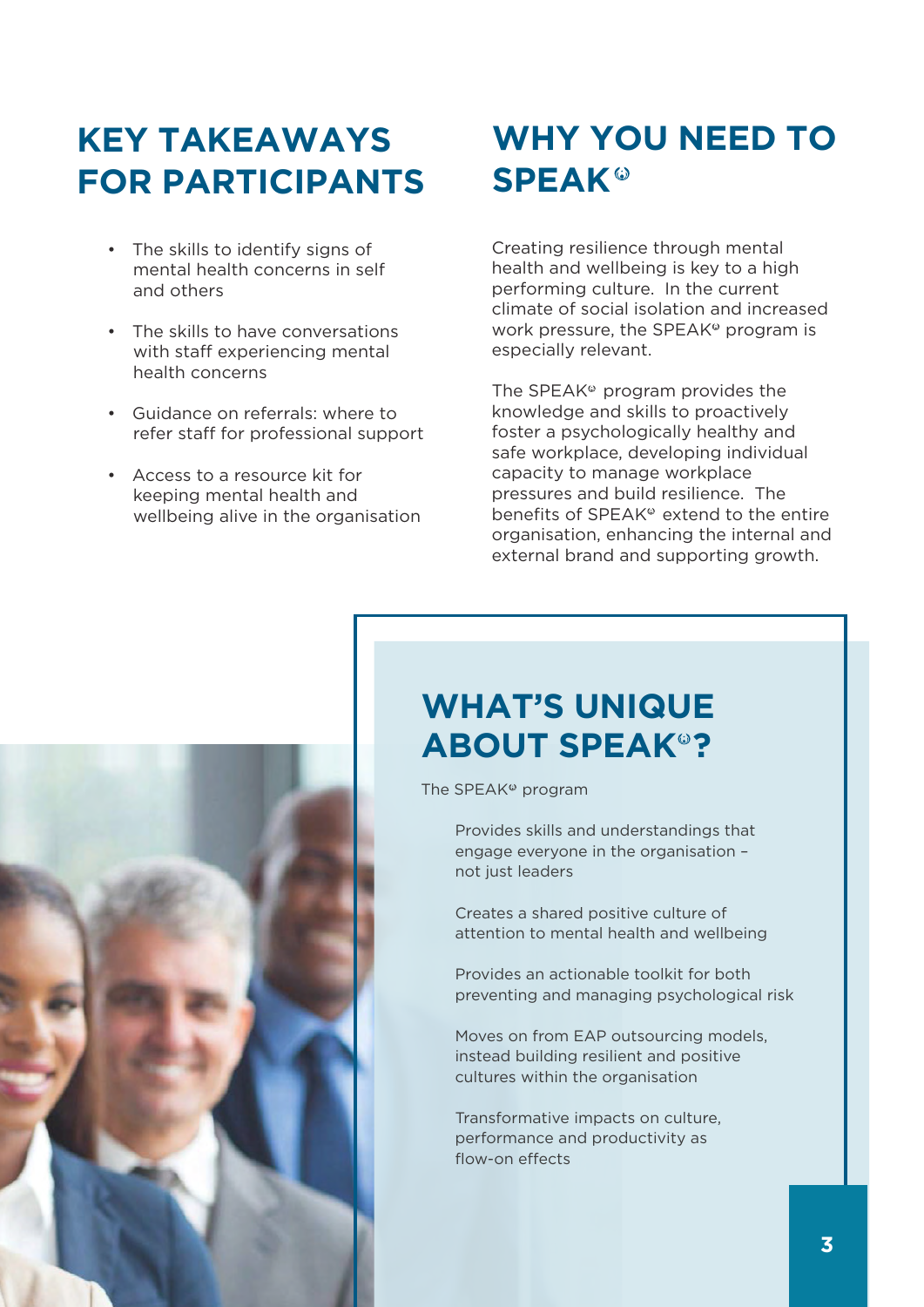## KEY TAKEAWAYS FOR PARTICIPANTS

- The skills to identify signs of mental health concerns in self and others
- The skills to have conversations with staff experiencing mental health concerns
- Guidance on referrals: where to refer staff for professional support
- Access to a resource kit for keeping mental health and wellbeing alive in the organisation

## WHY YOU NEED TO SPEAK®

Creating resilience through mental health and wellbeing is key to a high performing culture. In the current climate of social isolation and increased work pressure, the SPEAK® program is especially relevant.

The SPEAK® program provides the knowledge and skills to proactively foster a psychologically healthy and safe workplace, developing individual capacity to manage workplace pressures and build resilience. The benefits of SPEAK® extend to the entire organisation, enhancing the internal and external brand and supporting growth.

## WHAT'S UNIQUE ABOUT SPEAK®?

The SPEAK® program

Provides skills and understandings that engage everyone in the organisation – not just leaders

Creates a shared positive culture of attention to mental health and wellbeing

Provides an actionable toolkit for both preventing and managing psychological risk

Moves on from EAP outsourcing models, instead building resilient and positive cultures within the organisation

Transformative impacts on culture, performance and productivity as flow-on effects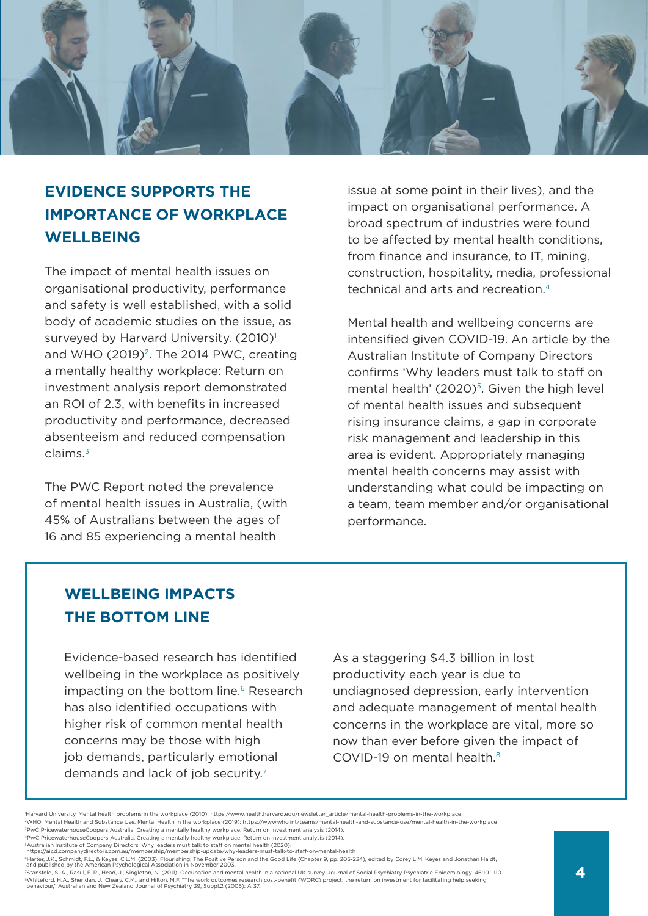## EVIDENCE SUPPORTS THE IMPORTANCE OF WORKPLACE WELLBEING

The impact of mental health issues on organisational productivity, performance and safety is well established, with a solid body of academic studies on the issue, as surveyed by Harvard University. (2010)[1] and WHO (2019)[2]. The 2014 PWC, creating a mentally healthy workplace: Return on investment analysis report demonstrated an ROI of 2.3, with benefits in increased productivity and performance, decreased absenteeism and reduced compensation claims.[3]

The PWC Report noted the prevalence of mental health issues in Australia, (with 45% of Australians between the ages of 16 and 85 experiencing a mental health issue at some point in their lives), and the impact on organisational performance. A broad spectrum of industries were found to be affected by mental health conditions, from finance and insurance, to IT, mining, construction, hospitality, media, professional technical and arts and recreation.[4]

Mental health and wellbeing concerns are intensified given COVID-19. An article by the Australian Institute of Company Directors confirms 'Why leaders must talk to staff on mental health' (2020)[5]. Given the high level of mental health issues and subsequent rising insurance claims, a gap in corporate risk management and leadership in this area is evident. Appropriately managing mental health concerns may assist with understanding what could be impacting on a team, team member and/or organisational performance.

## WELLBEING IMPACTS THE BOTTOM LINE

Evidence-based research has identified wellbeing in the workplace as positively impacting on the bottom line.[6] Research has also identified occupations with higher risk of common mental health concerns may be those with high job demands, particularly emotional demands and lack of job security.[7]

As a staggering $4.3 billion in lost productivity each year is due to undiagnosed depression, early intervention and adequate management of mental health concerns in the workplace are vital, more so now than ever before given the impact of COVID-19 on mental health.[8]

[1] Harvard University. Mental health problems in the workplace (2010): https://www.health.harvard.edu/newsletter_article/mental-health-problems-in-the-workplace
[2] WHO. Mental Health and Substance Use. Mental Health in the workplace (2019): https://www.who.int/teams/mental-health-and-substance-use/mental-health-in-the-workplace
[3] PwC PricewaterhouseCoopers Australia, Creating a mentally healthy workplace: Return on investment analysis (2014).
[4] PwC PricewaterhouseCoopers Australia, Creating a mentally healthy workplace: Return on investment analysis (2014).
[5] Australian Institute of Company Directors. Why leaders must talk to staff on mental health (2020): https://aicd.companydirectors.com.au/membership/membership-update/why-leaders-must-talk-to-staff-on-mental-health
[6] Harter, J.K., Schmidt, F.L., & Keyes, C.L.M. (2003). Flourishing: The Positive Person and the Good Life (Chapter 9, pp. 205-224), edited by Corey L.M. Keyes and Jonathan Haidt, and published by the American Psychological Association in November 2003.
[7] Stansfeld, S. A., Rasul, F. R., Head, J., Singleton, N. (2011). Occupation and mental health in a national UK survey. Journal of Social Psychiatry Psychiatric Epidemiology. 46:101–110.
[8] Whiteford, H.A., Sheridan, J., Cleary, C.M., and Hilton, M.F. "The work outcomes research cost-benefit (WORC) project: the return on investment for facilitating help seeking behaviour," Australian and New Zealand Journal of Psychiatry 39, Suppl.2 (2005): A 37.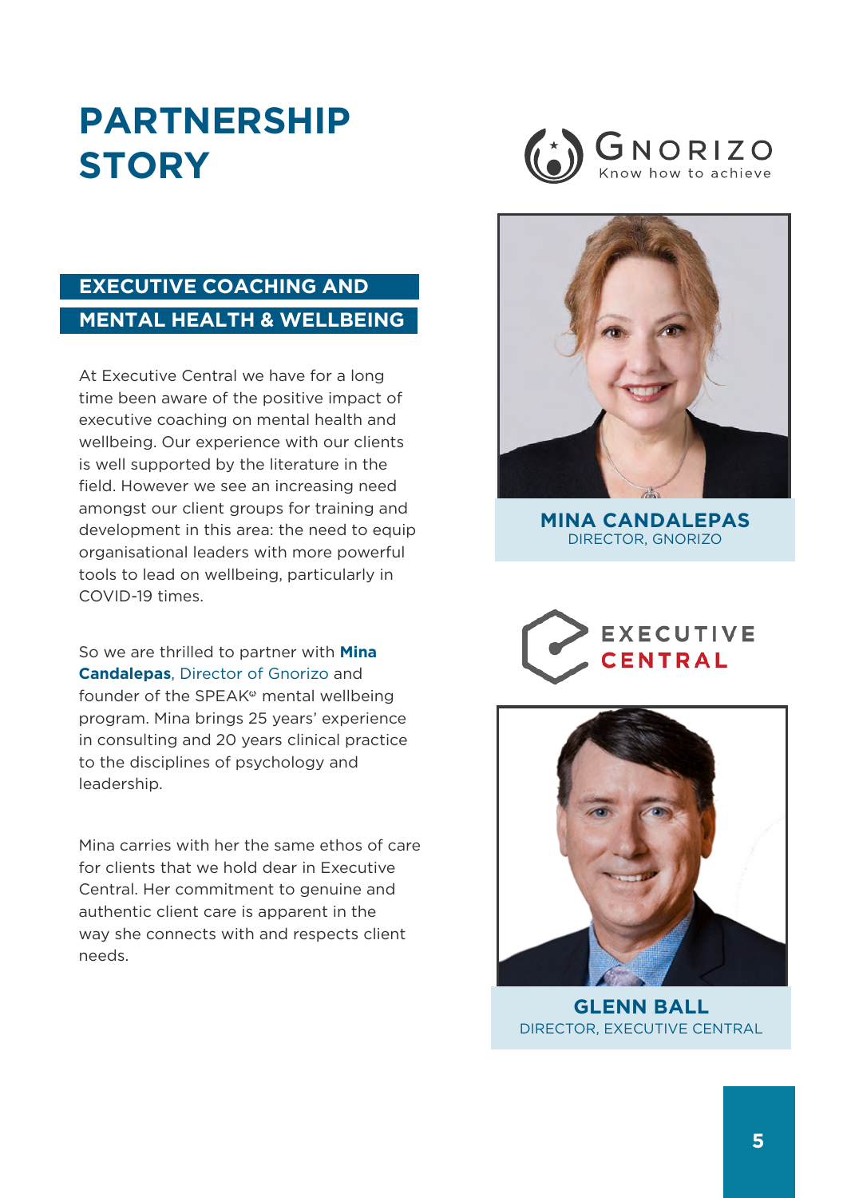# PARTNERSHIP STORY

## EXECUTIVE COACHING AND MENTAL HEALTH & WELLBEING

At Executive Central we have for a long time been aware of the positive impact of executive coaching on mental health and wellbeing. Our experience with our clients is well supported by the literature in the field. However we see an increasing need amongst our client groups for training and development in this area: the need to equip organisational leaders with more powerful tools to lead on wellbeing, particularly in COVID-19 times.

So we are thrilled to partner with **Mina Candalepas**, Director of Gnorizo and founder of the SPEAK© mental wellbeing program. Mina brings 25 years' experience in consulting and 20 years clinical practice to the disciplines of psychology and leadership.

Mina carries with her the same ethos of care for clients that we hold dear in Executive Central. Her commitment to genuine and authentic client care is apparent in the way she connects with and respects client needs.

GNORIZO
Know how to achieve

**MINA CANDALEPAS**
DIRECTOR, GNORIZO

EXECUTIVE CENTRAL

**GLENN BALL**
DIRECTOR, EXECUTIVE CENTRAL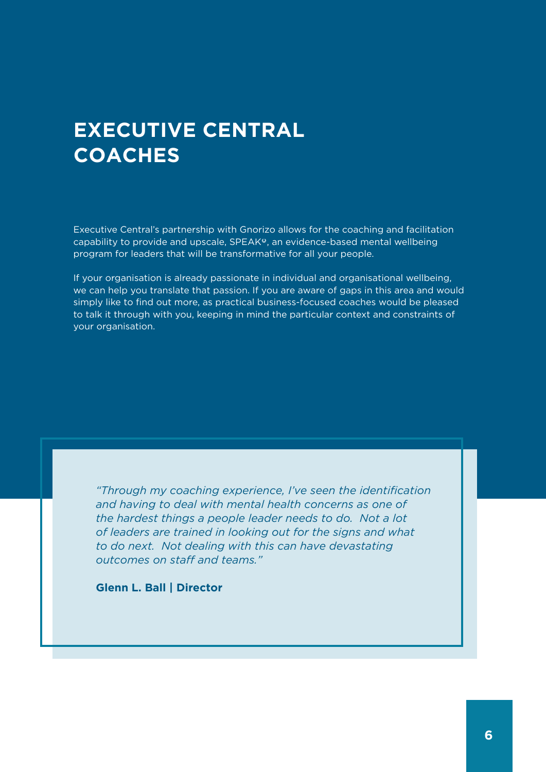# EXECUTIVE CENTRAL COACHES

Executive Central's partnership with Gnorizo allows for the coaching and facilitation capability to provide and upscale, SPEAKᵠ, an evidence-based mental wellbeing program for leaders that will be transformative for all your people.

If your organisation is already passionate in individual and organisational wellbeing, we can help you translate that passion. If you are aware of gaps in this area and would simply like to find out more, as practical business-focused coaches would be pleased to talk it through with you, keeping in mind the particular context and constraints of your organisation.

> *"Through my coaching experience, I've seen the identification and having to deal with mental health concerns as one of the hardest things a people leader needs to do. Not a lot of leaders are trained in looking out for the signs and what to do next. Not dealing with this can have devastating outcomes on staff and teams."*
>
> **Glenn L. Ball | Director**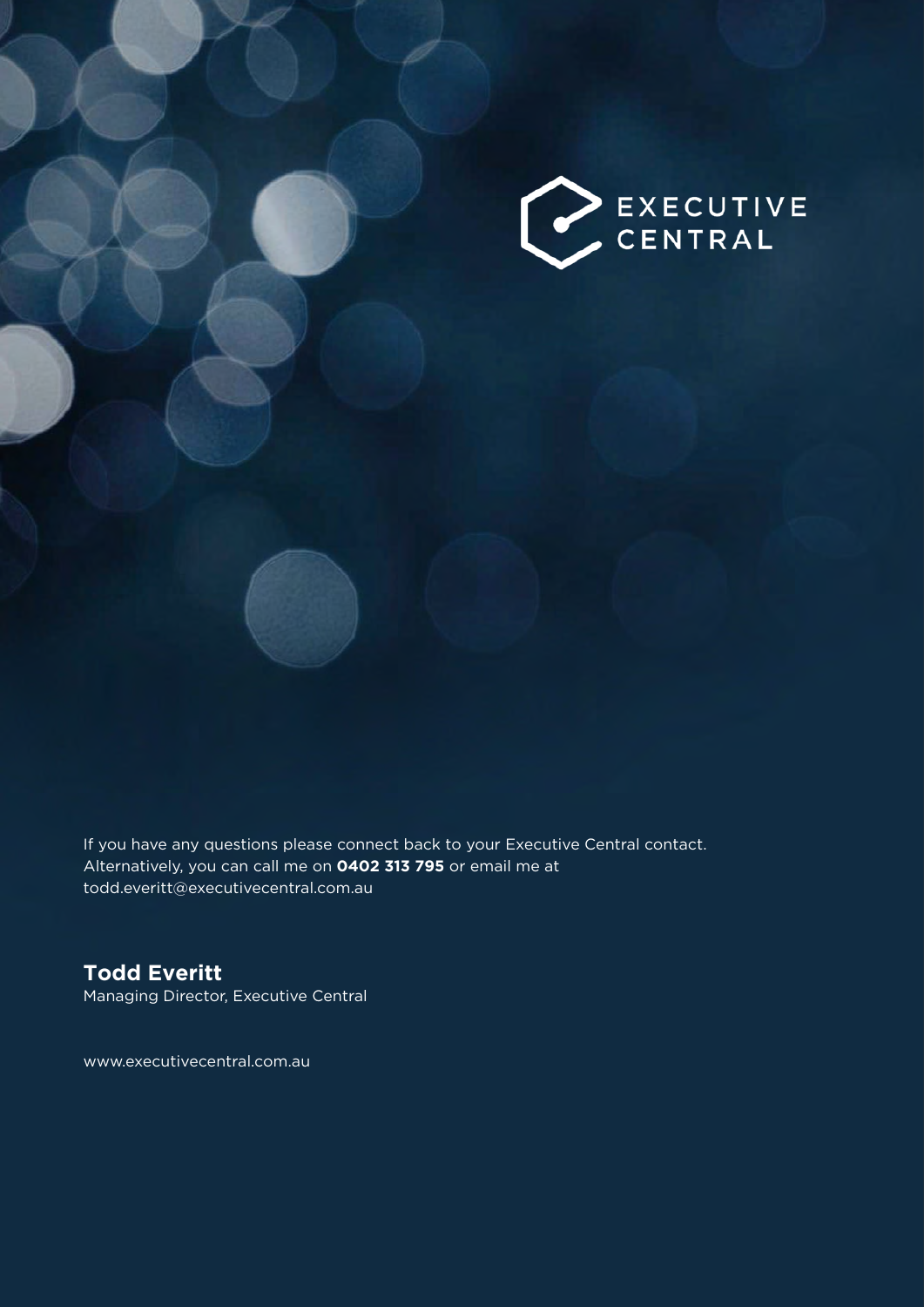EXECUTIVE CENTRAL

If you have any questions please connect back to your Executive Central contact. Alternatively, you can call me on **0402 313 795** or email me at todd.everitt@executivecentral.com.au

**Todd Everitt**
Managing Director, Executive Central

www.executivecentral.com.au